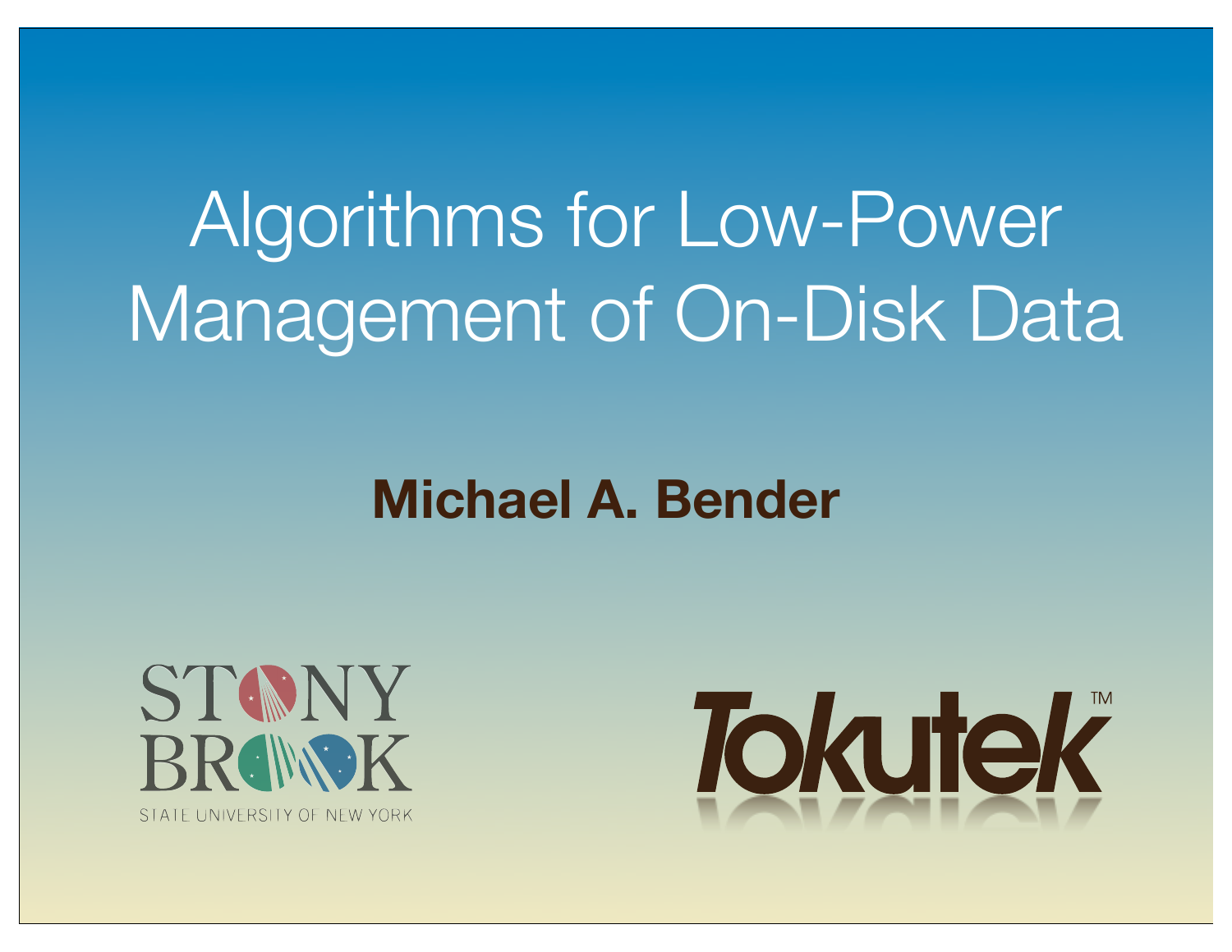# Algorithms for Low-Power Management of On-Disk Data

**Michael A. Bender**

STONY BROOK
STATE UNIVERSITY OF NEW YORK

Tokutek™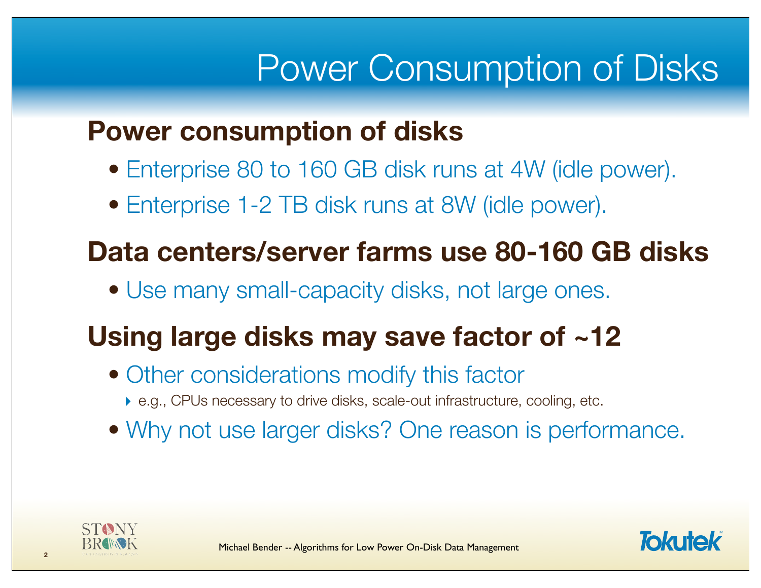# Power Consumption of Disks

## Power consumption of disks

- Enterprise 80 to 160 GB disk runs at 4W (idle power).
- Enterprise 1-2 TB disk runs at 8W (idle power).

## Data centers/server farms use 80-160 GB disks

- Use many small-capacity disks, not large ones.

## Using large disks may save factor of ~12

- Other considerations modify this factor
  - e.g., CPUs necessary to drive disks, scale-out infrastructure, cooling, etc.
- Why not use larger disks? One reason is performance.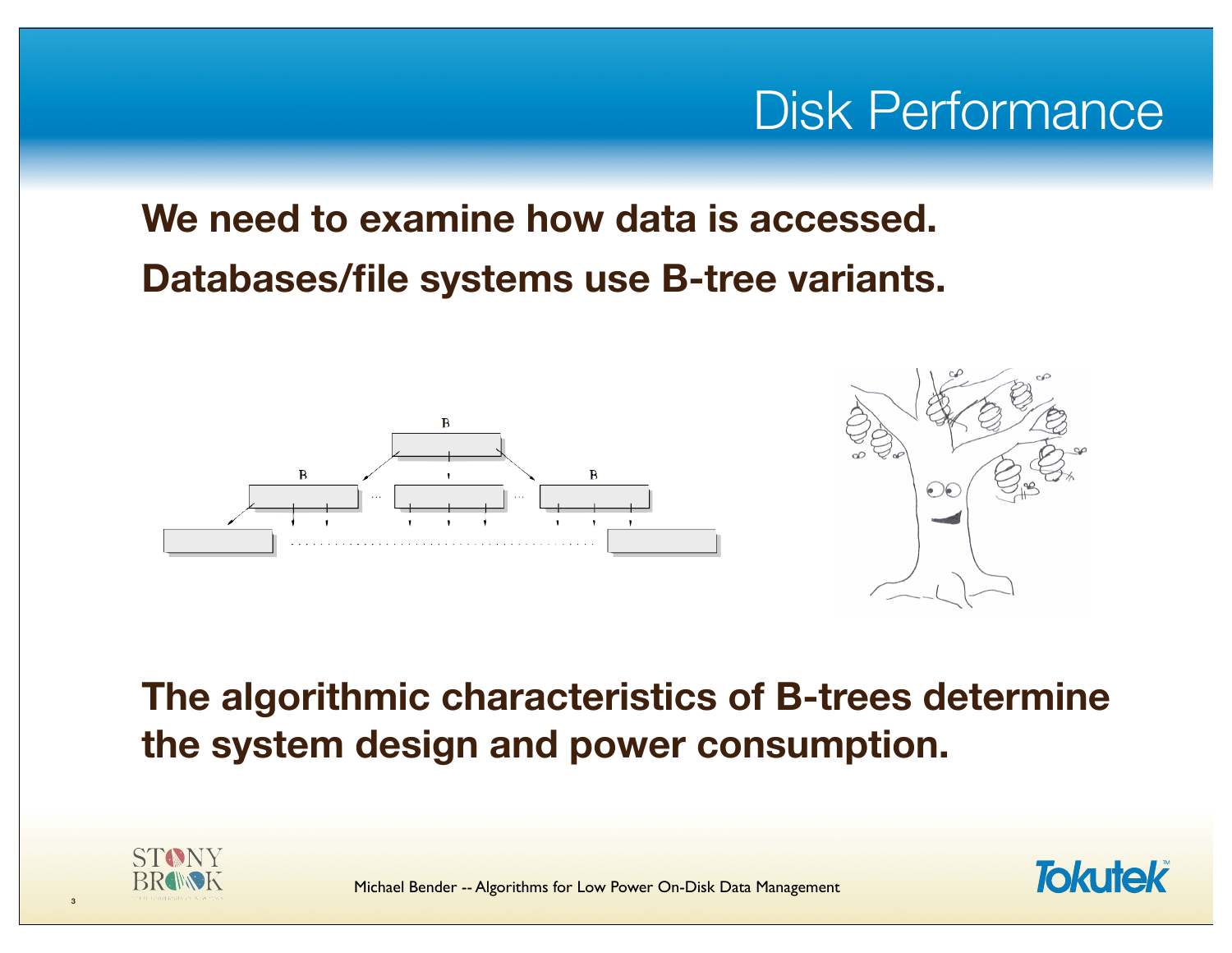# Disk Performance

**We need to examine how data is accessed.**

**Databases/file systems use B-tree variants.**

**The algorithmic characteristics of B-trees determine the system design and power consumption.**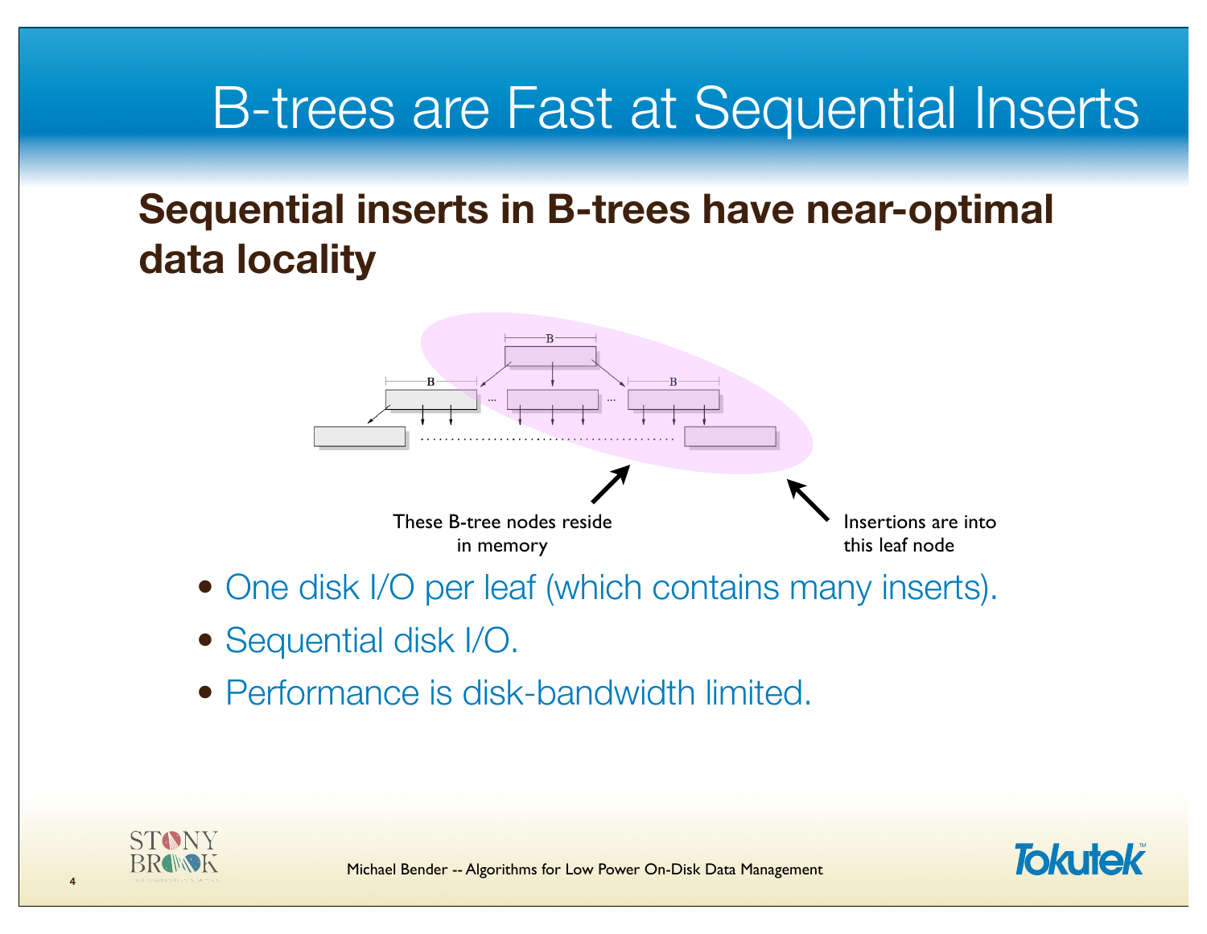# B-trees are Fast at Sequential Inserts

## Sequential inserts in B-trees have near-optimal data locality

These B-tree nodes reside in memory

Insertions are into this leaf node

- One disk I/O per leaf (which contains many inserts).
- Sequential disk I/O.
- Performance is disk-bandwidth limited.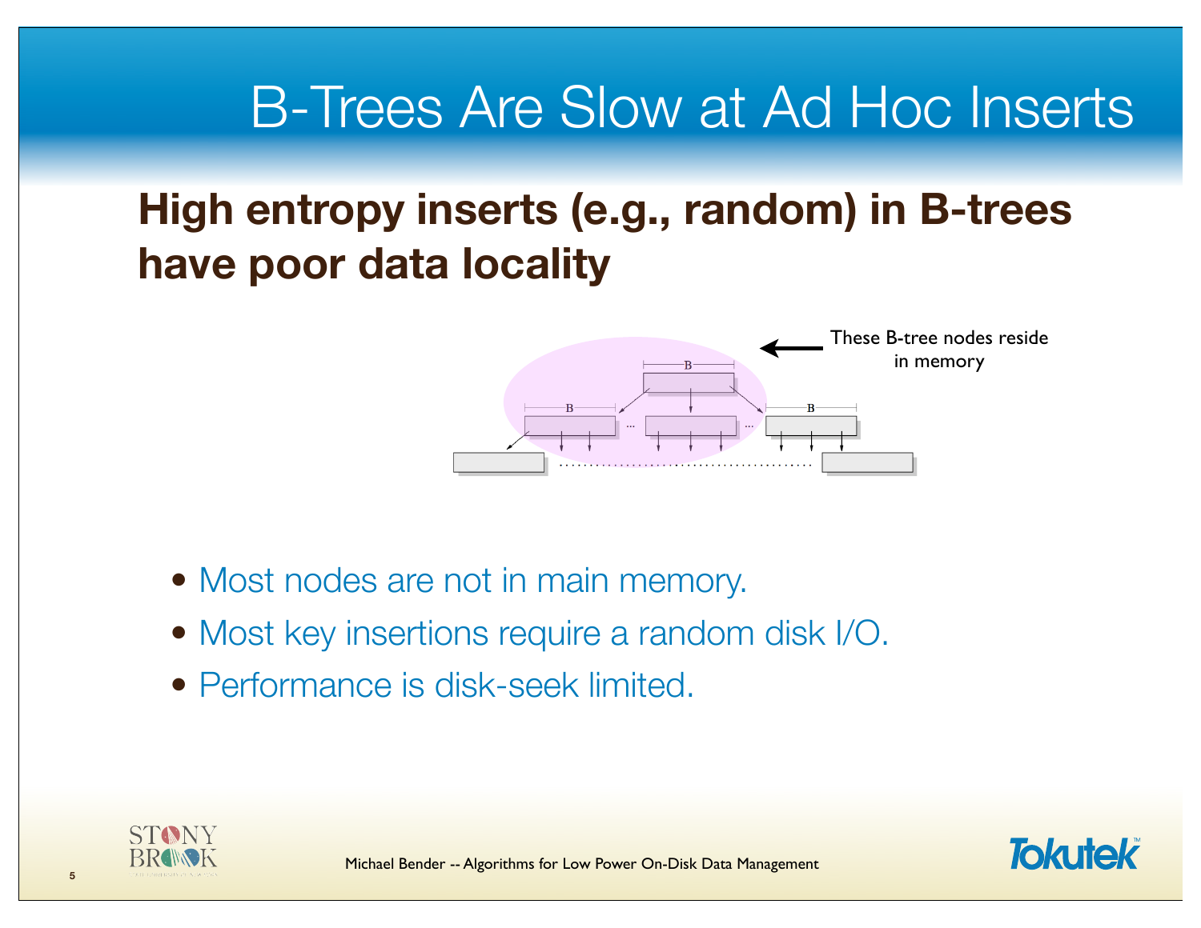# B-Trees Are Slow at Ad Hoc Inserts

## High entropy inserts (e.g., random) in B-trees have poor data locality

These B-tree nodes reside in memory

- Most nodes are not in main memory.
- Most key insertions require a random disk I/O.
- Performance is disk-seek limited.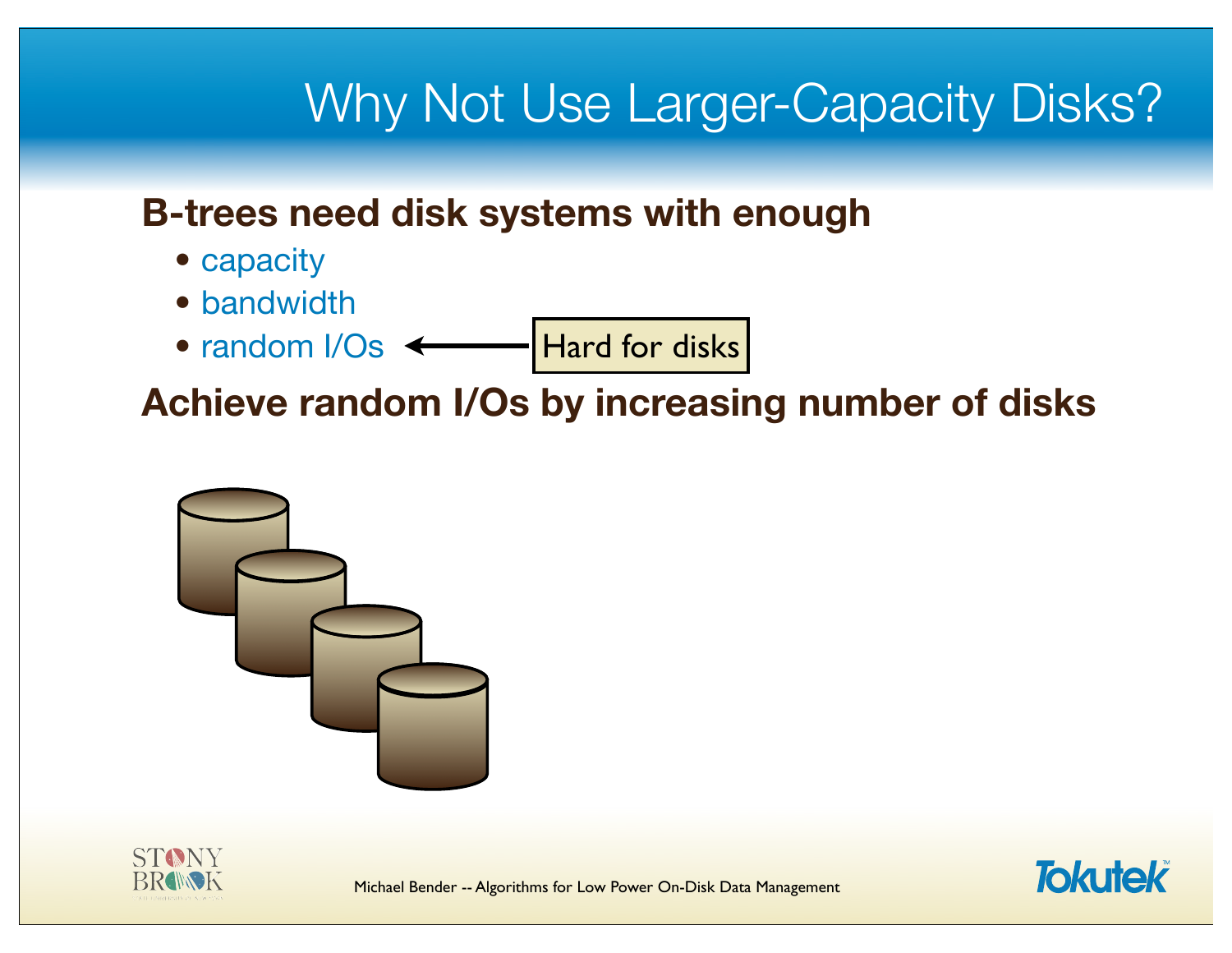# Why Not Use Larger-Capacity Disks?

**B-trees need disk systems with enough**

- capacity
- bandwidth
- random I/Os ← Hard for disks

**Achieve random I/Os by increasing number of disks**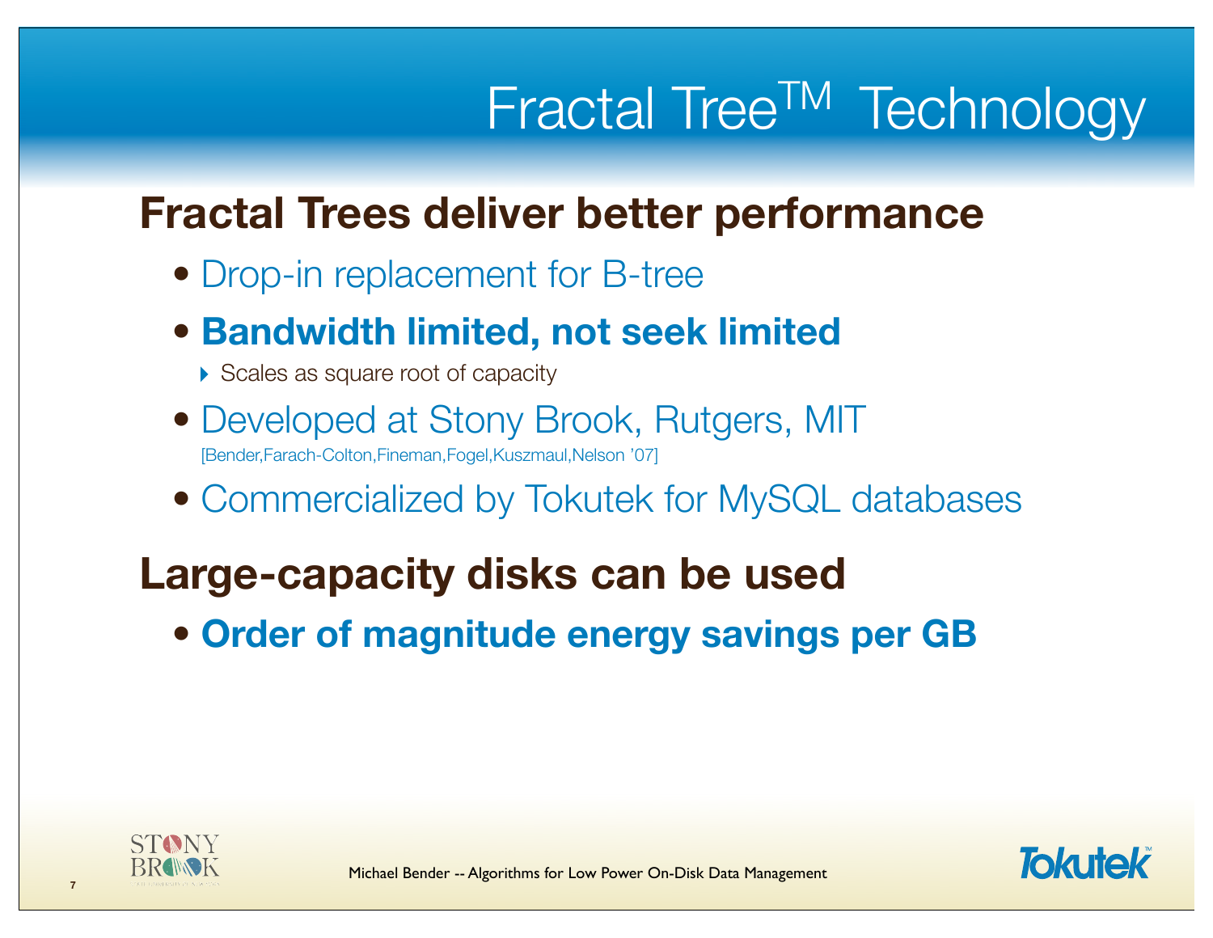# Fractal Tree$^{TM}$ Technology

## Fractal Trees deliver better performance

- Drop-in replacement for B-tree
- **Bandwidth limited, not seek limited**
  - Scales as square root of capacity
- Developed at Stony Brook, Rutgers, MIT
  [Bender,Farach-Colton,Fineman,Fogel,Kuszmaul,Nelson '07]
- Commercialized by Tokutek for MySQL databases

## Large-capacity disks can be used

- **Order of magnitude energy savings per GB**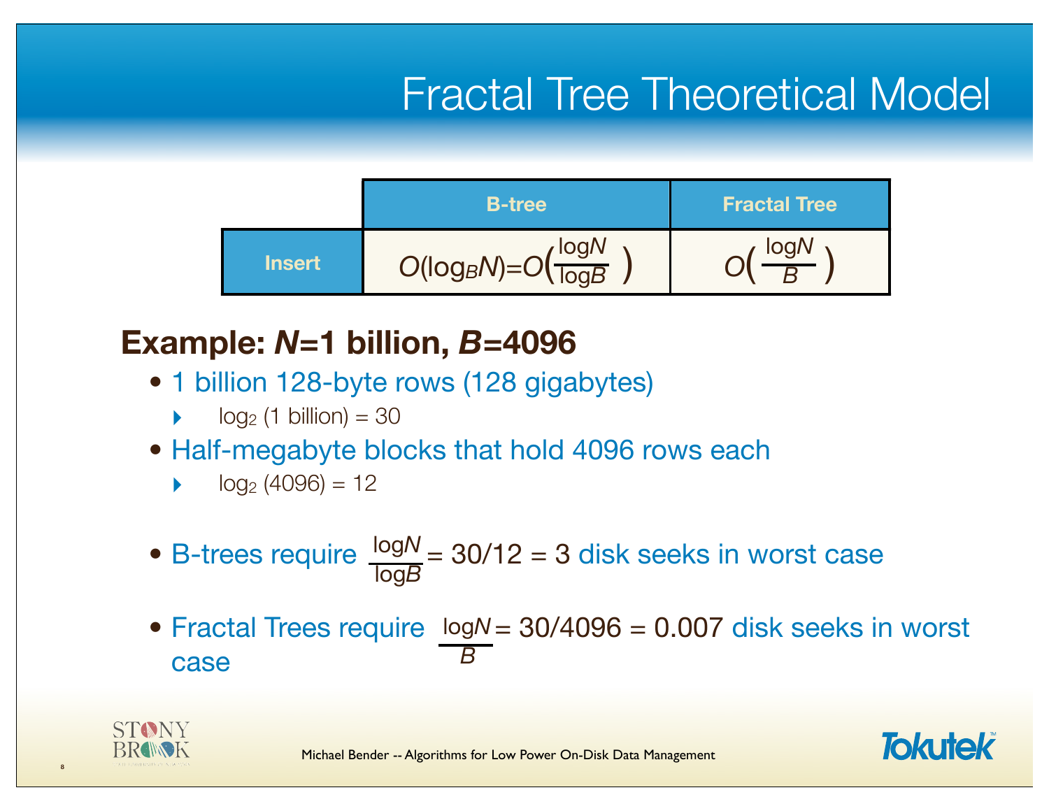# Fractal Tree Theoretical Model

| | B-tree | Fractal Tree |
|---|---|---|
| Insert | $O(\log_B N) = O\left(\frac{\log N}{\log B}\right)$ | $O\left(\frac{\log N}{B}\right)$ |

## Example: *N*=1 billion, *B*=4096

- 1 billion 128-byte rows (128 gigabytes)
  - $\log_2$ (1 billion) = 30
- Half-megabyte blocks that hold 4096 rows each
  - $\log_2$ (4096) = 12
- B-trees require $\frac{\log N}{\log B}$ = 30/12 = 3 disk seeks in worst case
- Fractal Trees require $\frac{\log N}{B}$ = 30/4096 = 0.007 disk seeks in worst case

Michael Bender -- Algorithms for Low Power On-Disk Data Management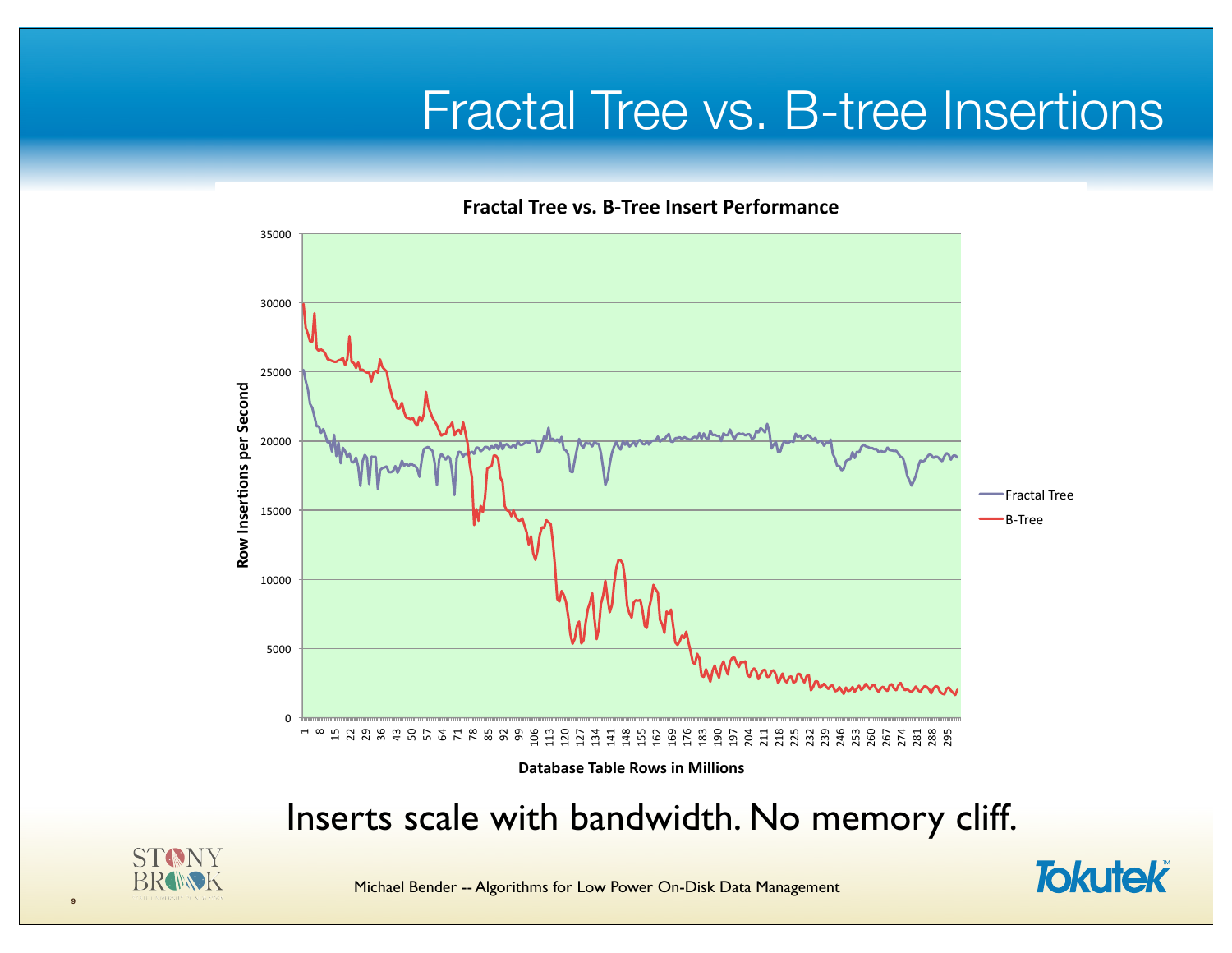# Fractal Tree vs. B-tree Insertions

**Fractal Tree vs. B-Tree Insert Performance**

Row Insertions per Second

Database Table Rows in Millions

- Fractal Tree
- B-Tree

Inserts scale with bandwidth. No memory cliff.

Michael Bender -- Algorithms for Low Power On-Disk Data Management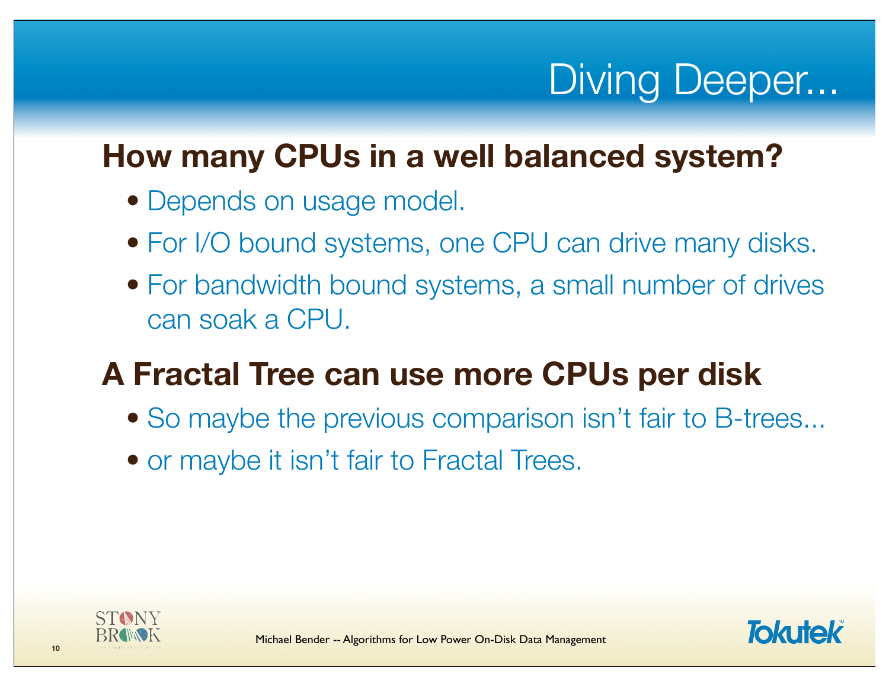# Diving Deeper...

## How many CPUs in a well balanced system?

- Depends on usage model.
- For I/O bound systems, one CPU can drive many disks.
- For bandwidth bound systems, a small number of drives can soak a CPU.

## A Fractal Tree can use more CPUs per disk

- So maybe the previous comparison isn't fair to B-trees...
- or maybe it isn't fair to Fractal Trees.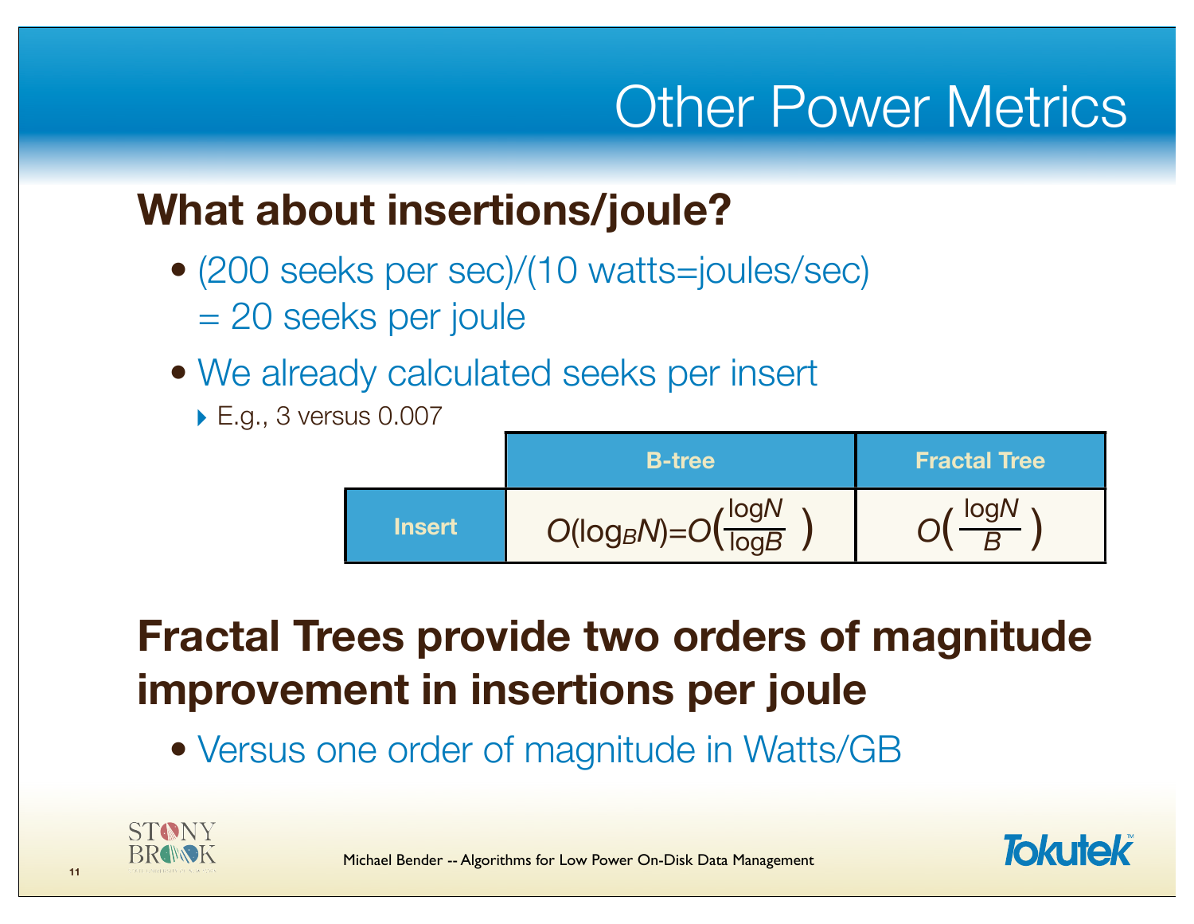# Other Power Metrics

## What about insertions/joule?

- (200 seeks per sec)/(10 watts=joules/sec) = 20 seeks per joule
- We already calculated seeks per insert
  - E.g., 3 versus 0.007

| | B-tree | Fractal Tree |
|---|---|---|
| Insert | $O(\log_B N) = O\left(\frac{\log N}{\log B}\right)$ | $O\left(\frac{\log N}{B}\right)$ |

## Fractal Trees provide two orders of magnitude improvement in insertions per joule

- Versus one order of magnitude in Watts/GB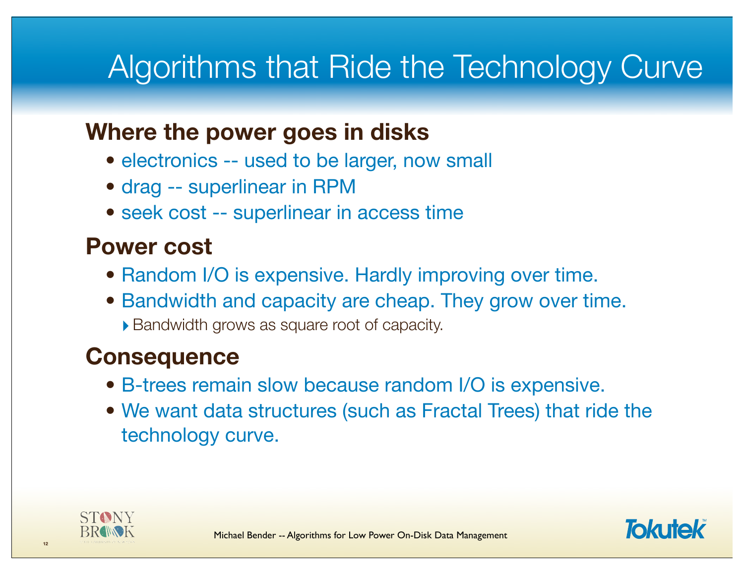# Algorithms that Ride the Technology Curve

## Where the power goes in disks

- electronics -- used to be larger, now small
- drag -- superlinear in RPM
- seek cost -- superlinear in access time

## Power cost

- Random I/O is expensive. Hardly improving over time.
- Bandwidth and capacity are cheap. They grow over time.
  - Bandwidth grows as square root of capacity.

## Consequence

- B-trees remain slow because random I/O is expensive.
- We want data structures (such as Fractal Trees) that ride the technology curve.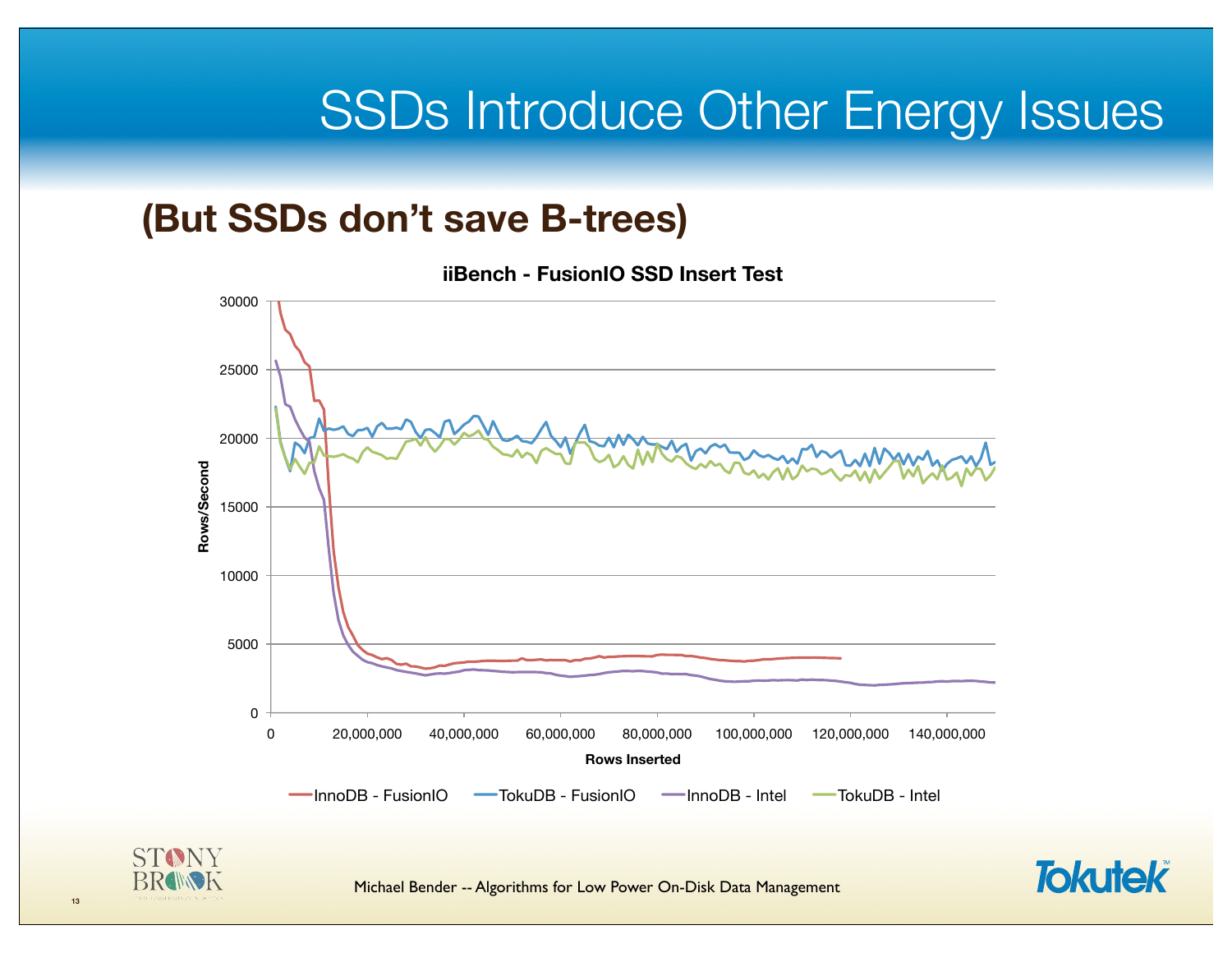# SSDs Introduce Other Energy Issues

## (But SSDs don't save B-trees)

**iiBench - FusionIO SSD Insert Test**

Rows/Second

Rows Inserted

InnoDB - FusionIO | TokuDB - FusionIO | InnoDB - Intel | TokuDB - Intel

Michael Bender -- Algorithms for Low Power On-Disk Data Management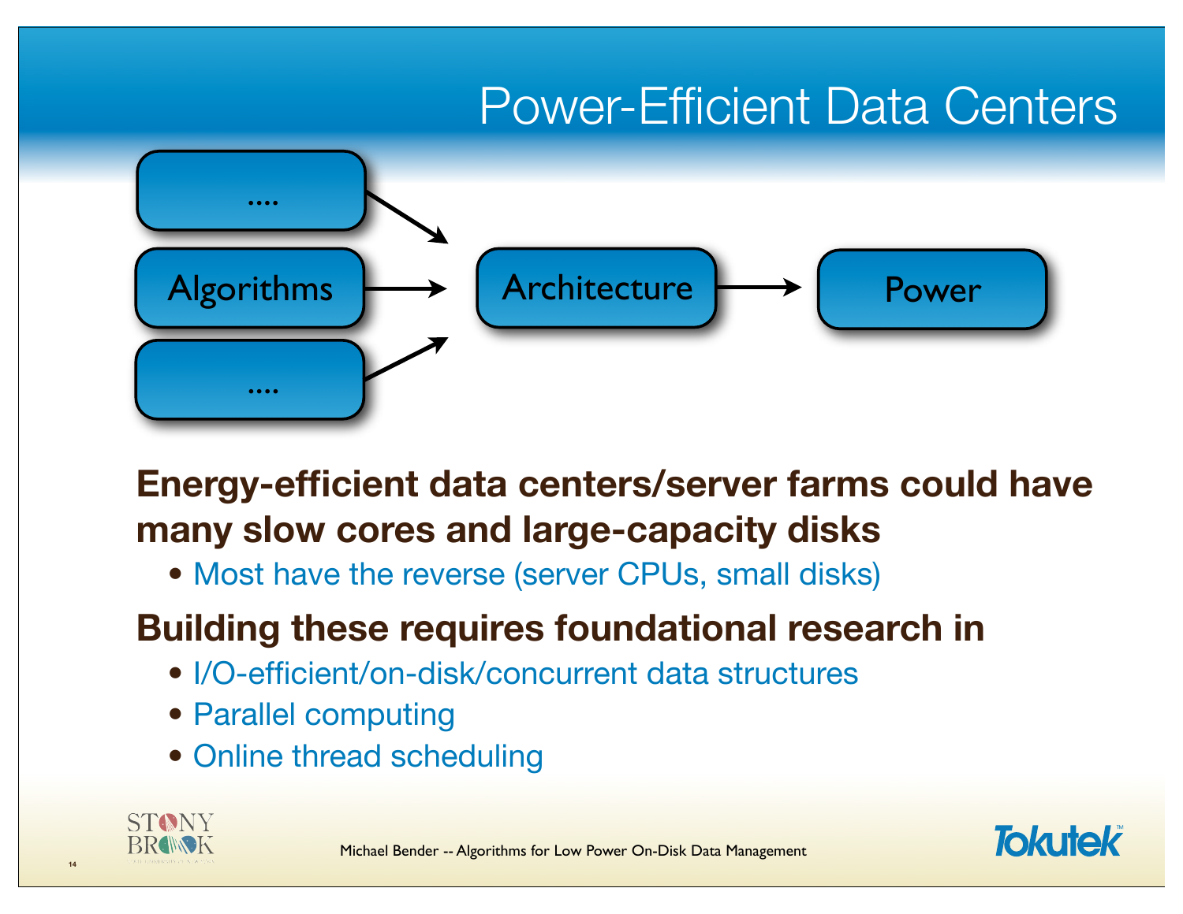# Power-Efficient Data Centers

....

Algorithms

....

Architecture

Power

**Energy-efficient data centers/server farms could have many slow cores and large-capacity disks**

- Most have the reverse (server CPUs, small disks)

**Building these requires foundational research in**

- I/O-efficient/on-disk/concurrent data structures
- Parallel computing
- Online thread scheduling